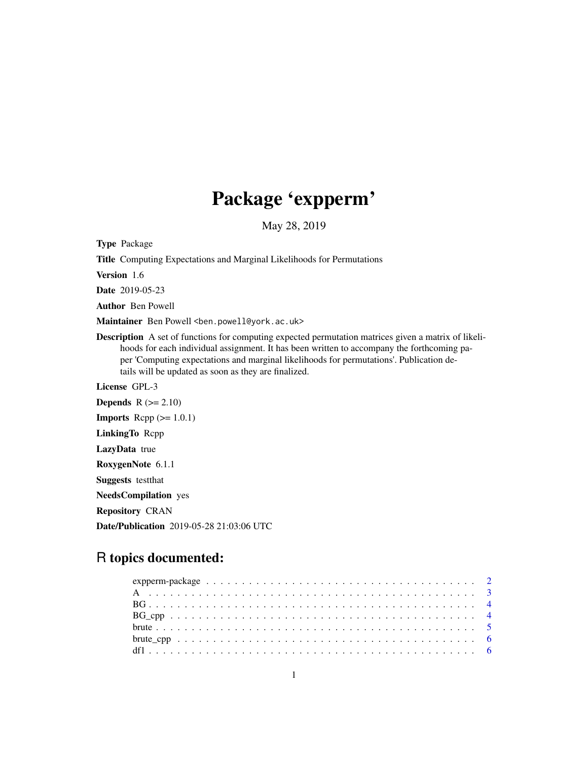# Package 'expperm'

May 28, 2019

**Type** Package

**Title** Computing Expectations and Marginal Likelihoods for Permutations

**Version** 1.6

**Date** 2019-05-23

**Author** Ben Powell

**Maintainer** Ben Powell <ben.powell@york.ac.uk>

**Description** A set of functions for computing expected permutation matrices given a matrix of likelihoods for each individual assignment. It has been written to accompany the forthcoming paper 'Computing expectations and marginal likelihoods for permutations'. Publication details will be updated as soon as they are finalized.

**License** GPL-3

**Depends** R (>= 2.10)

**Imports** Rcpp (>= 1.0.1)

**LinkingTo** Rcpp

**LazyData** true

**RoxygenNote** 6.1.1

**Suggests** testthat

**NeedsCompilation** yes

**Repository** CRAN

**Date/Publication** 2019-05-28 21:03:06 UTC

## R topics documented:

| | |
|---|---|
| expperm-package | 2 |
| A | 3 |
| BG | 4 |
| BG_cpp | 4 |
| brute | 5 |
| brute_cpp | 6 |
| df1 | 6 |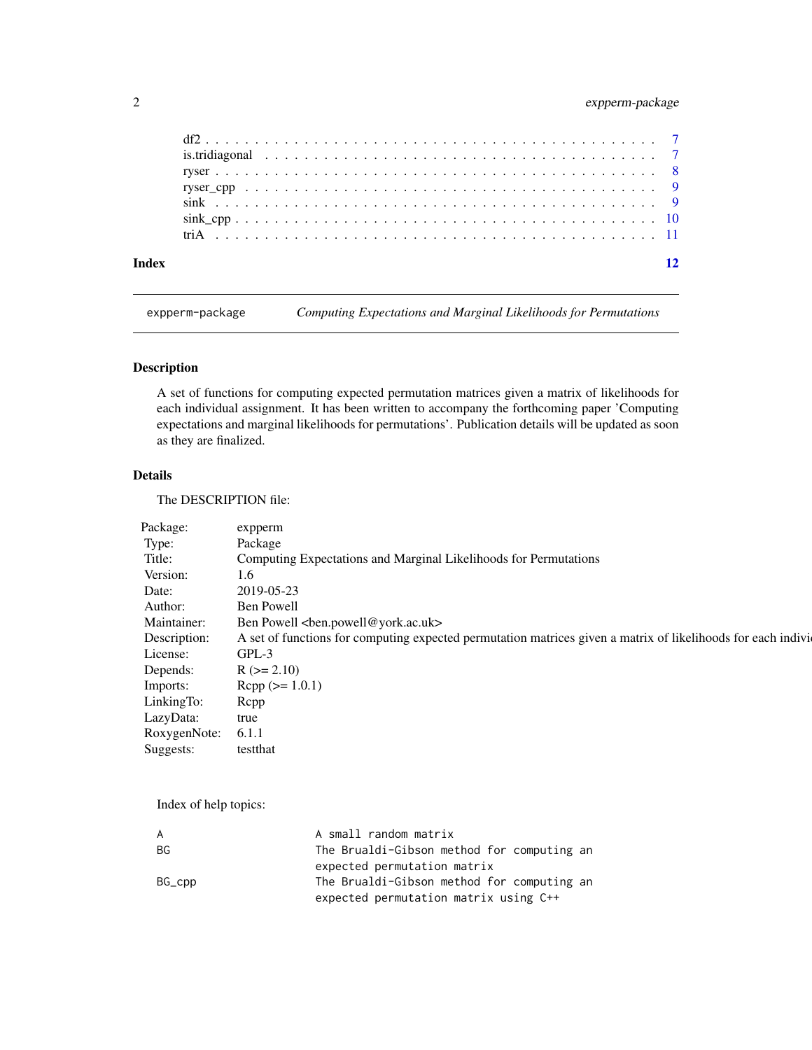| | |
|---|---|
| df2 | 7 |
| is.tridiagonal | 7 |
| ryser | 8 |
| ryser_cpp | 9 |
| sink | 9 |
| sink_cpp | 10 |
| triA | 11 |

**Index** **12**

---

`expperm-package` *Computing Expectations and Marginal Likelihoods for Permutations*

---

## Description

A set of functions for computing expected permutation matrices given a matrix of likelihoods for each individual assignment. It has been written to accompany the forthcoming paper 'Computing expectations and marginal likelihoods for permutations'. Publication details will be updated as soon as they are finalized.

## Details

The DESCRIPTION file:

| | |
|---|---|
| Package: | expperm |
| Type: | Package |
| Title: | Computing Expectations and Marginal Likelihoods for Permutations |
| Version: | 1.6 |
| Date: | 2019-05-23 |
| Author: | Ben Powell |
| Maintainer: | Ben Powell <ben.powell@york.ac.uk> |
| Description: | A set of functions for computing expected permutation matrices given a matrix of likelihoods for each indivi |
| License: | GPL-3 |
| Depends: | R (>= 2.10) |
| Imports: | Rcpp (>= 1.0.1) |
| LinkingTo: | Rcpp |
| LazyData: | true |
| RoxygenNote: | 6.1.1 |
| Suggests: | testthat |

Index of help topics:

```
A                       A small random matrix
BG                      The Brualdi-Gibson method for computing an
                        expected permutation matrix
BG_cpp                  The Brualdi-Gibson method for computing an
                        expected permutation matrix using C++
```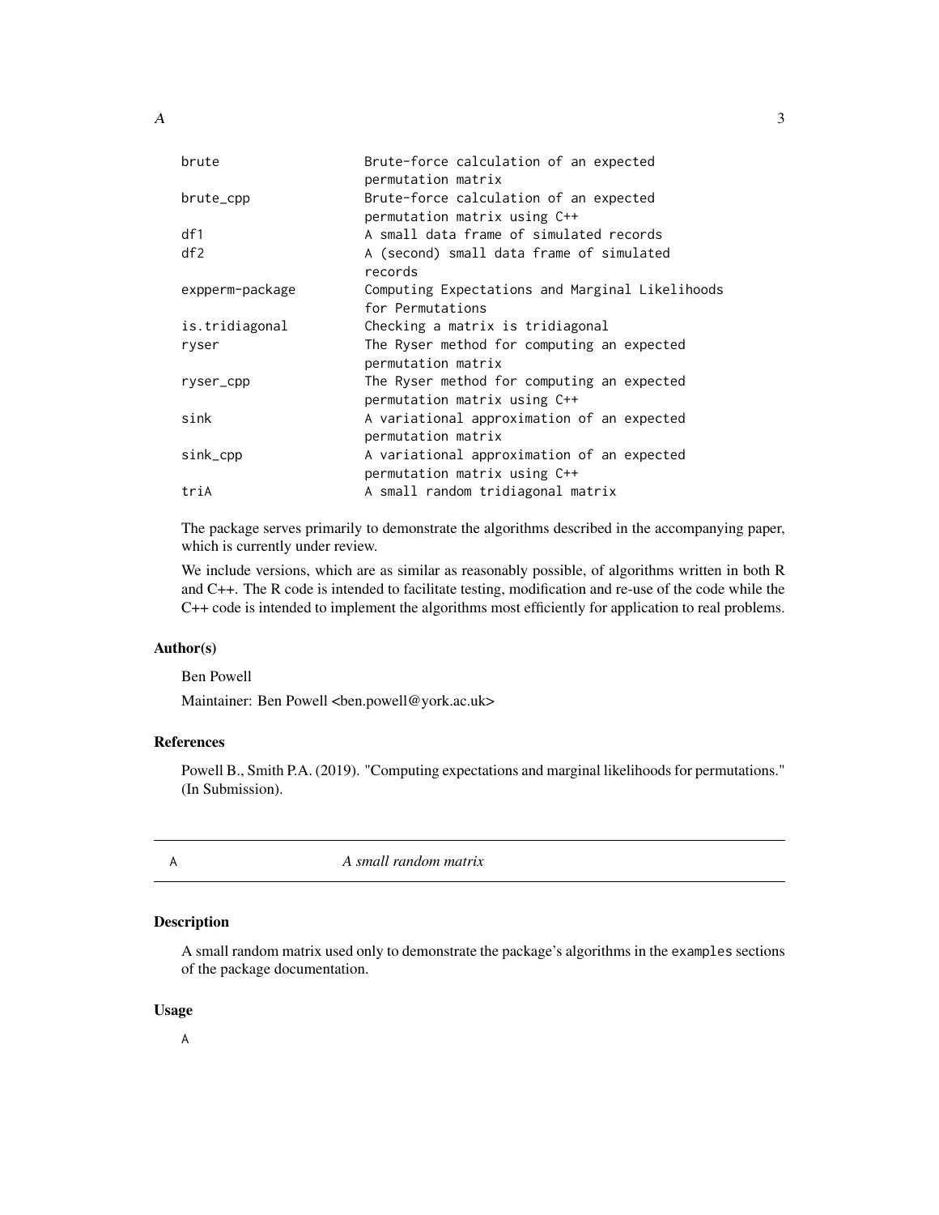| | |
|---|---|
| brute | Brute-force calculation of an expected permutation matrix |
| brute_cpp | Brute-force calculation of an expected permutation matrix using C++ |
| df1 | A small data frame of simulated records |
| df2 | A (second) small data frame of simulated records |
| expperm-package | Computing Expectations and Marginal Likelihoods for Permutations |
| is.tridiagonal | Checking a matrix is tridiagonal |
| ryser | The Ryser method for computing an expected permutation matrix |
| ryser_cpp | The Ryser method for computing an expected permutation matrix using C++ |
| sink | A variational approximation of an expected permutation matrix |
| sink_cpp | A variational approximation of an expected permutation matrix using C++ |
| triA | A small random tridiagonal matrix |

The package serves primarily to demonstrate the algorithms described in the accompanying paper, which is currently under review.

We include versions, which are as similar as reasonably possible, of algorithms written in both R and C++. The R code is intended to facilitate testing, modification and re-use of the code while the C++ code is intended to implement the algorithms most efficiently for application to real problems.

### Author(s)

Ben Powell

Maintainer: Ben Powell <ben.powell@york.ac.uk>

### References

Powell B., Smith P.A. (2019). "Computing expectations and marginal likelihoods for permutations." (In Submission).

---

## A — *A small random matrix*

### Description

A small random matrix used only to demonstrate the package's algorithms in the `examples` sections of the package documentation.

### Usage

```
A
```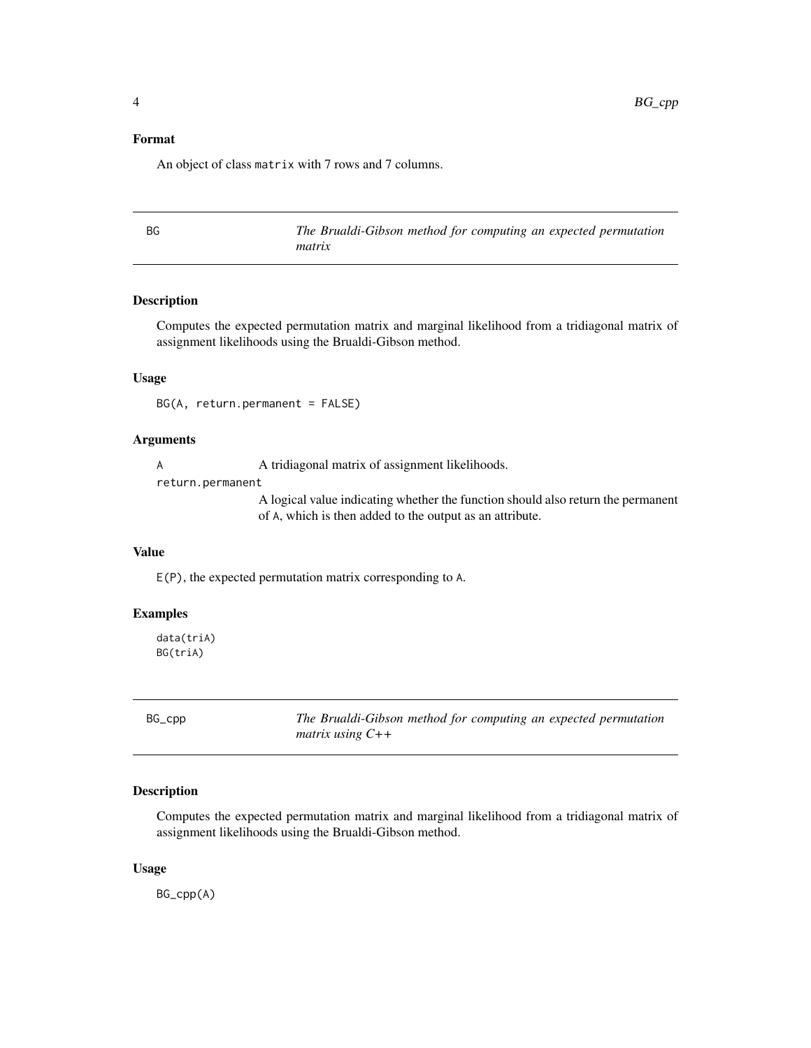### Format

An object of class matrix with 7 rows and 7 columns.

---

## BG — *The Brualdi-Gibson method for computing an expected permutation matrix*

### Description

Computes the expected permutation matrix and marginal likelihood from a tridiagonal matrix of assignment likelihoods using the Brualdi-Gibson method.

### Usage

```
BG(A, return.permanent = FALSE)
```

### Arguments

| | |
|---|---|
| A | A tridiagonal matrix of assignment likelihoods. |
| return.permanent | A logical value indicating whether the function should also return the permanent of A, which is then added to the output as an attribute. |

### Value

E(P), the expected permutation matrix corresponding to A.

### Examples

```
data(triA)
BG(triA)
```

---

## BG_cpp — *The Brualdi-Gibson method for computing an expected permutation matrix using C++*

### Description

Computes the expected permutation matrix and marginal likelihood from a tridiagonal matrix of assignment likelihoods using the Brualdi-Gibson method.

### Usage

```
BG_cpp(A)
```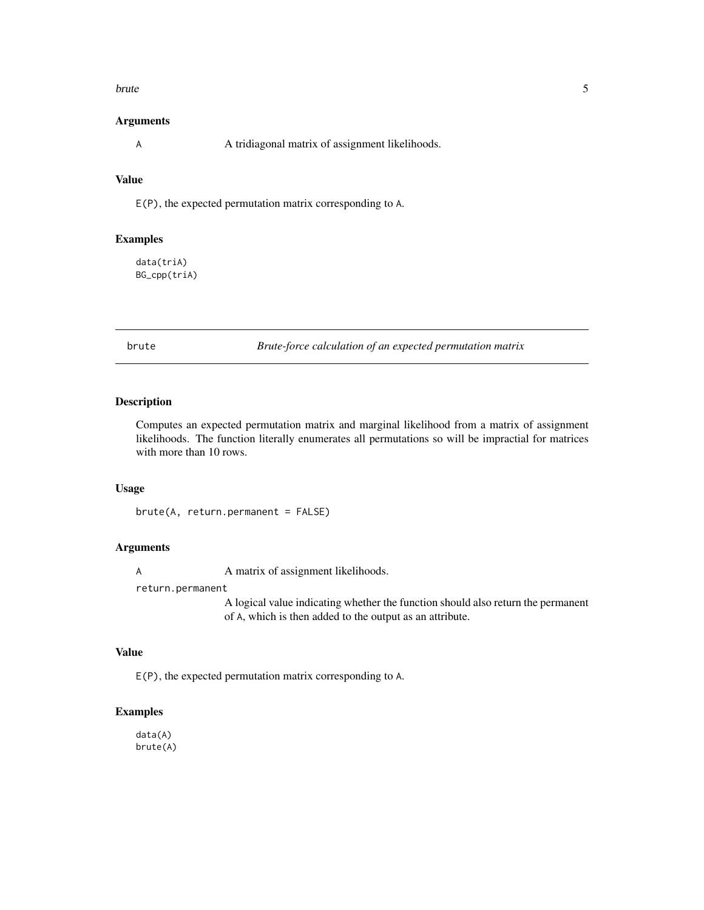### Arguments

`A` A tridiagonal matrix of assignment likelihoods.

### Value

`E(P)`, the expected permutation matrix corresponding to `A`.

### Examples

```
data(triA)
BG_cpp(triA)
```

---

## brute *Brute-force calculation of an expected permutation matrix*

---

### Description

Computes an expected permutation matrix and marginal likelihood from a matrix of assignment likelihoods. The function literally enumerates all permutations so will be impractial for matrices with more than 10 rows.

### Usage

```
brute(A, return.permanent = FALSE)
```

### Arguments

`A` A matrix of assignment likelihoods.

`return.permanent` A logical value indicating whether the function should also return the permanent of `A`, which is then added to the output as an attribute.

### Value

`E(P)`, the expected permutation matrix corresponding to `A`.

### Examples

```
data(A)
brute(A)
```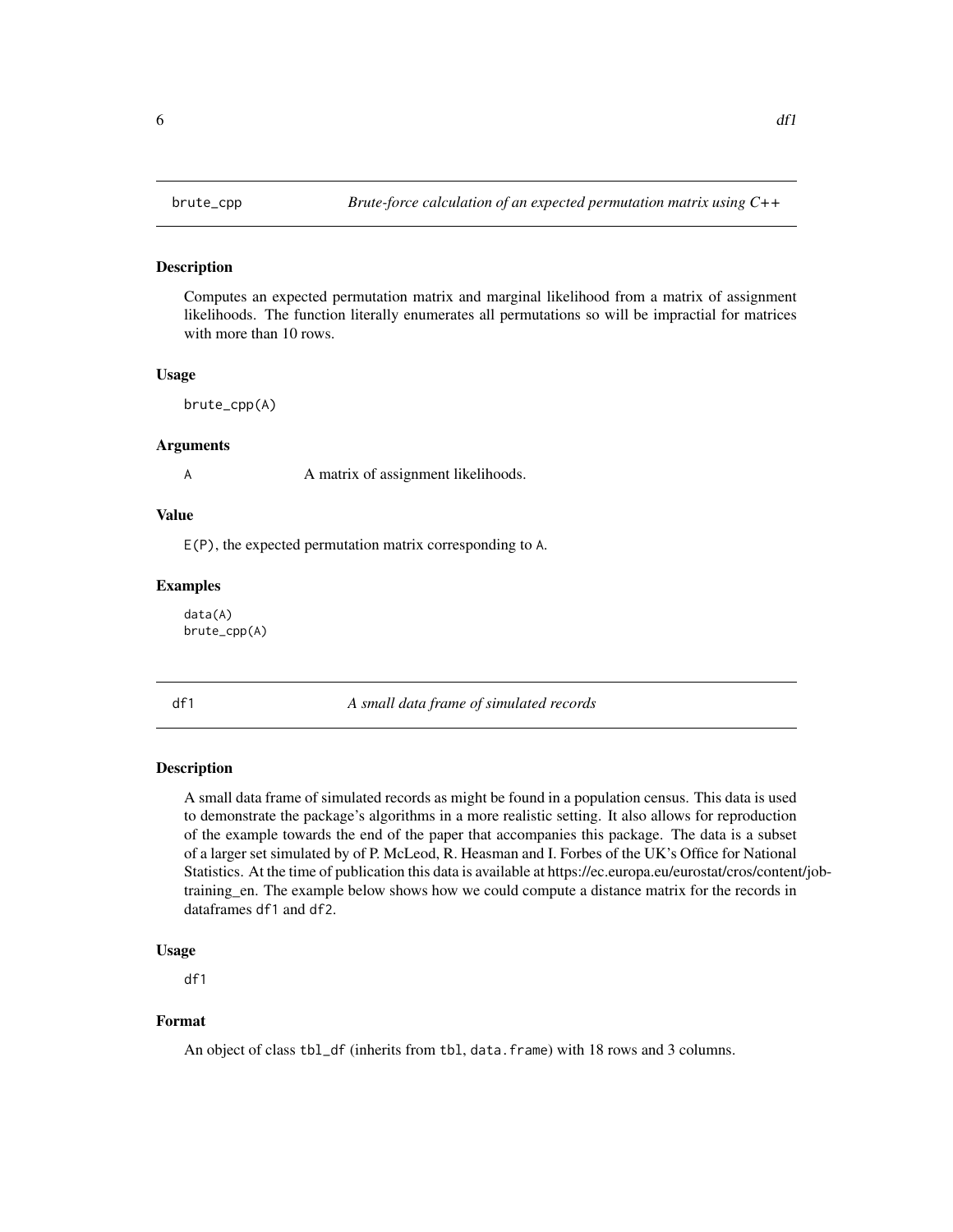## brute_cpp — *Brute-force calculation of an expected permutation matrix using C++*

### Description

Computes an expected permutation matrix and marginal likelihood from a matrix of assignment likelihoods. The function literally enumerates all permutations so will be impractial for matrices with more than 10 rows.

### Usage

```
brute_cpp(A)
```

### Arguments

| | |
|---|---|
| A | A matrix of assignment likelihoods. |

### Value

E(P), the expected permutation matrix corresponding to A.

### Examples

```
data(A)
brute_cpp(A)
```

## df1 — *A small data frame of simulated records*

### Description

A small data frame of simulated records as might be found in a population census. This data is used to demonstrate the package's algorithms in a more realistic setting. It also allows for reproduction of the example towards the end of the paper that accompanies this package. The data is a subset of a larger set simulated by of P. McLeod, R. Heasman and I. Forbes of the UK's Office for National Statistics. At the time of publication this data is available at https://ec.europa.eu/eurostat/cros/content/job-training_en. The example below shows how we could compute a distance matrix for the records in dataframes df1 and df2.

### Usage

```
df1
```

### Format

An object of class tbl_df (inherits from tbl, data.frame) with 18 rows and 3 columns.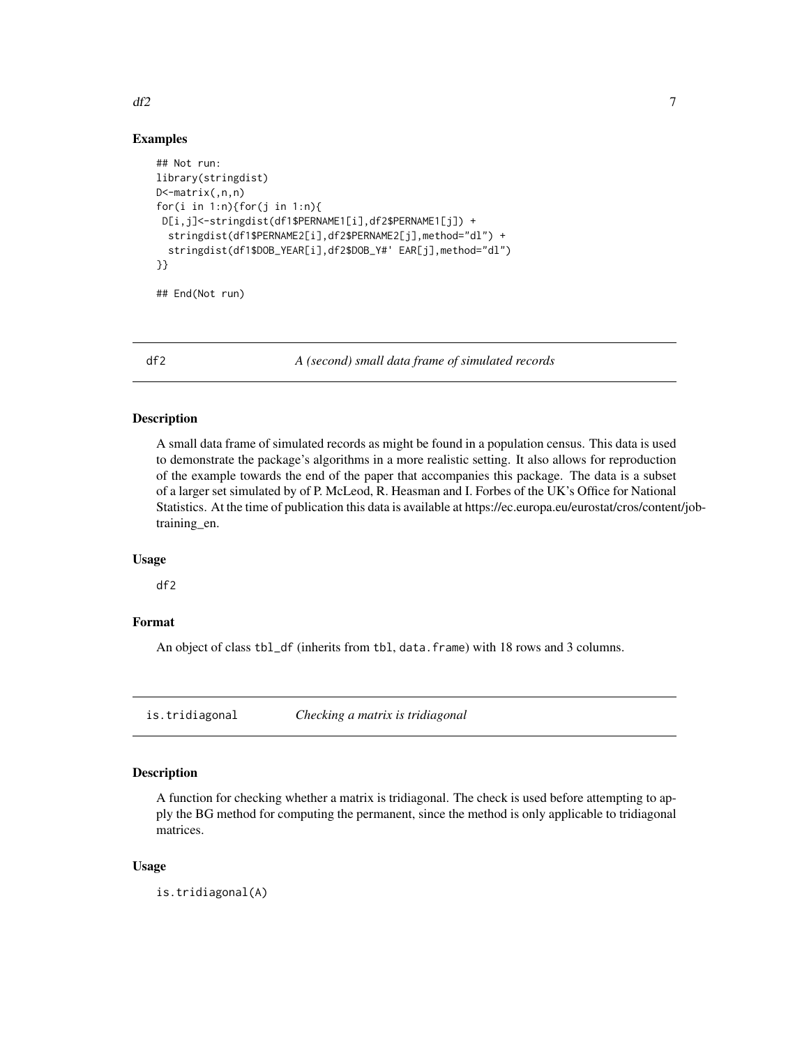### Examples

```
## Not run:
library(stringdist)
D<-matrix(,n,n)
for(i in 1:n){for(j in 1:n){
 D[i,j]<-stringdist(df1$PERNAME1[i],df2$PERNAME1[j]) +
  stringdist(df1$PERNAME2[i],df2$PERNAME2[j],method="dl") +
  stringdist(df1$DOB_YEAR[i],df2$DOB_Y#' EAR[j],method="dl")
}}

## End(Not run)
```

## df2 — *A (second) small data frame of simulated records*

### Description

A small data frame of simulated records as might be found in a population census. This data is used to demonstrate the package's algorithms in a more realistic setting. It also allows for reproduction of the example towards the end of the paper that accompanies this package. The data is a subset of a larger set simulated by of P. McLeod, R. Heasman and I. Forbes of the UK's Office for National Statistics. At the time of publication this data is available at https://ec.europa.eu/eurostat/cros/content/job-training_en.

### Usage

```
df2
```

### Format

An object of class `tbl_df` (inherits from `tbl`, `data.frame`) with 18 rows and 3 columns.

## is.tridiagonal — *Checking a matrix is tridiagonal*

### Description

A function for checking whether a matrix is tridiagonal. The check is used before attempting to apply the BG method for computing the permanent, since the method is only applicable to tridiagonal matrices.

### Usage

```
is.tridiagonal(A)
```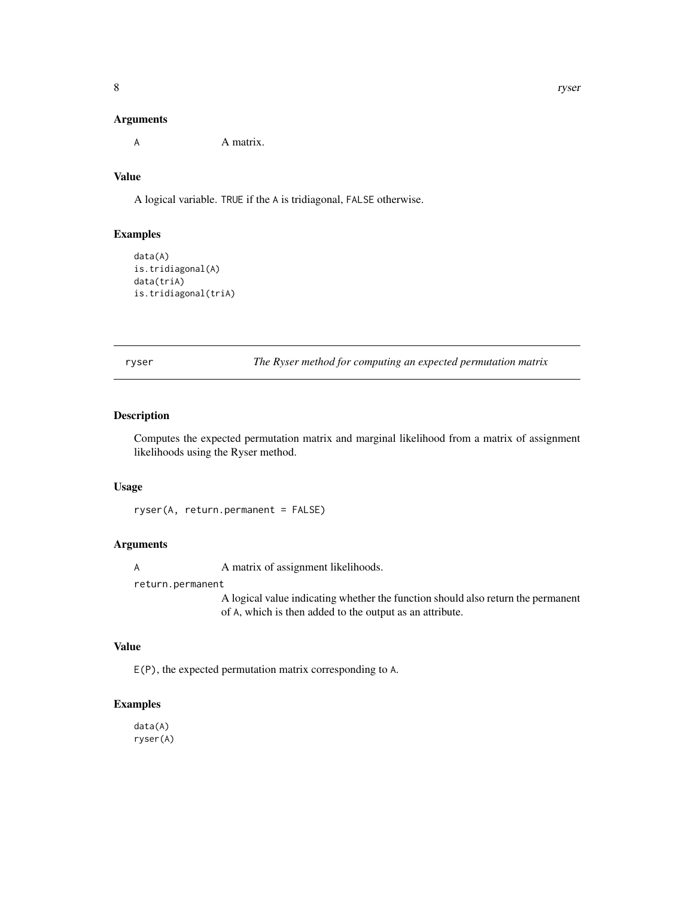### Arguments

A    A matrix.

### Value

A logical variable. TRUE if the A is tridiagonal, FALSE otherwise.

### Examples

```
data(A)
is.tridiagonal(A)
data(triA)
is.tridiagonal(triA)
```

---

## ryser    *The Ryser method for computing an expected permutation matrix*

---

### Description

Computes the expected permutation matrix and marginal likelihood from a matrix of assignment likelihoods using the Ryser method.

### Usage

```
ryser(A, return.permanent = FALSE)
```

### Arguments

A    A matrix of assignment likelihoods.

return.permanent
    A logical value indicating whether the function should also return the permanent of A, which is then added to the output as an attribute.

### Value

E(P), the expected permutation matrix corresponding to A.

### Examples

```
data(A)
ryser(A)
```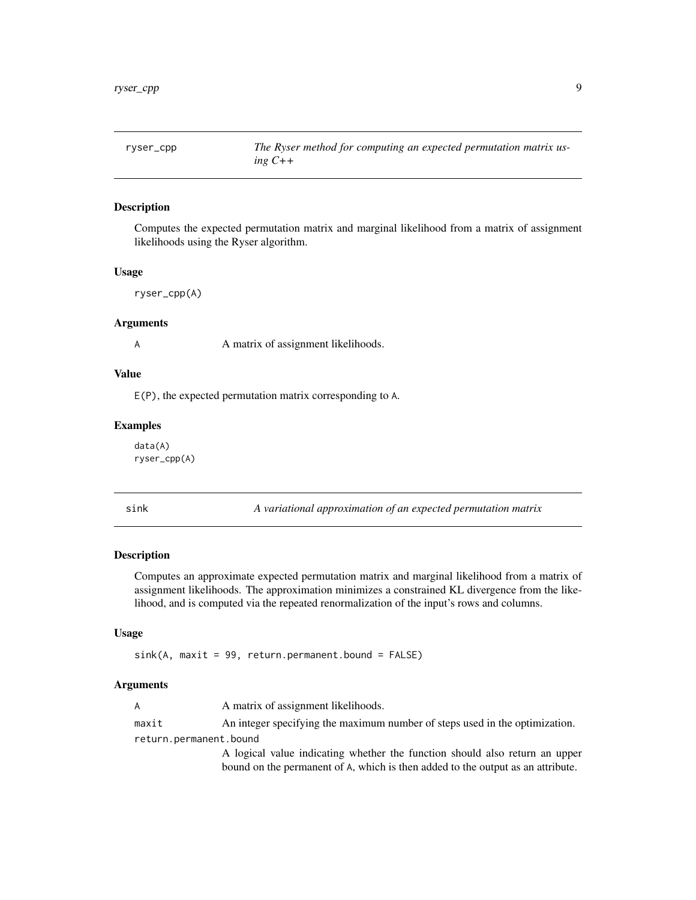## ryser_cpp — *The Ryser method for computing an expected permutation matrix using C++*

### Description

Computes the expected permutation matrix and marginal likelihood from a matrix of assignment likelihoods using the Ryser algorithm.

### Usage

```
ryser_cpp(A)
```

### Arguments

| | |
|---|---|
| A | A matrix of assignment likelihoods. |

### Value

E(P), the expected permutation matrix corresponding to A.

### Examples

```
data(A)
ryser_cpp(A)
```

## sink — *A variational approximation of an expected permutation matrix*

### Description

Computes an approximate expected permutation matrix and marginal likelihood from a matrix of assignment likelihoods. The approximation minimizes a constrained KL divergence from the likelihood, and is computed via the repeated renormalization of the input's rows and columns.

### Usage

```
sink(A, maxit = 99, return.permanent.bound = FALSE)
```

### Arguments

| | |
|---|---|
| A | A matrix of assignment likelihoods. |
| maxit | An integer specifying the maximum number of steps used in the optimization. |
| return.permanent.bound | A logical value indicating whether the function should also return an upper bound on the permanent of A, which is then added to the output as an attribute. |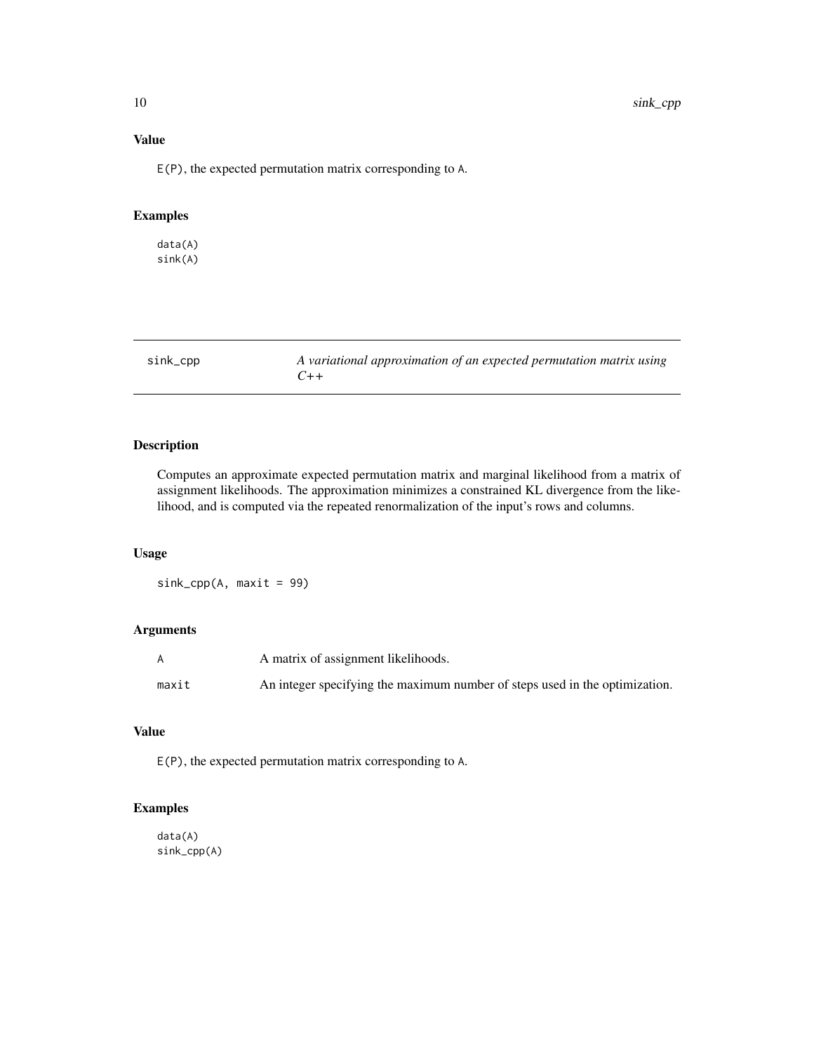## Value

`E(P)`, the expected permutation matrix corresponding to `A`.

## Examples

```
data(A)
sink(A)
```

---

# sink_cpp — *A variational approximation of an expected permutation matrix using C++*

---

## Description

Computes an approximate expected permutation matrix and marginal likelihood from a matrix of assignment likelihoods. The approximation minimizes a constrained KL divergence from the likelihood, and is computed via the repeated renormalization of the input's rows and columns.

## Usage

```
sink_cpp(A, maxit = 99)
```

## Arguments

| | |
|---|---|
| `A` | A matrix of assignment likelihoods. |
| `maxit` | An integer specifying the maximum number of steps used in the optimization. |

## Value

`E(P)`, the expected permutation matrix corresponding to `A`.

## Examples

```
data(A)
sink_cpp(A)
```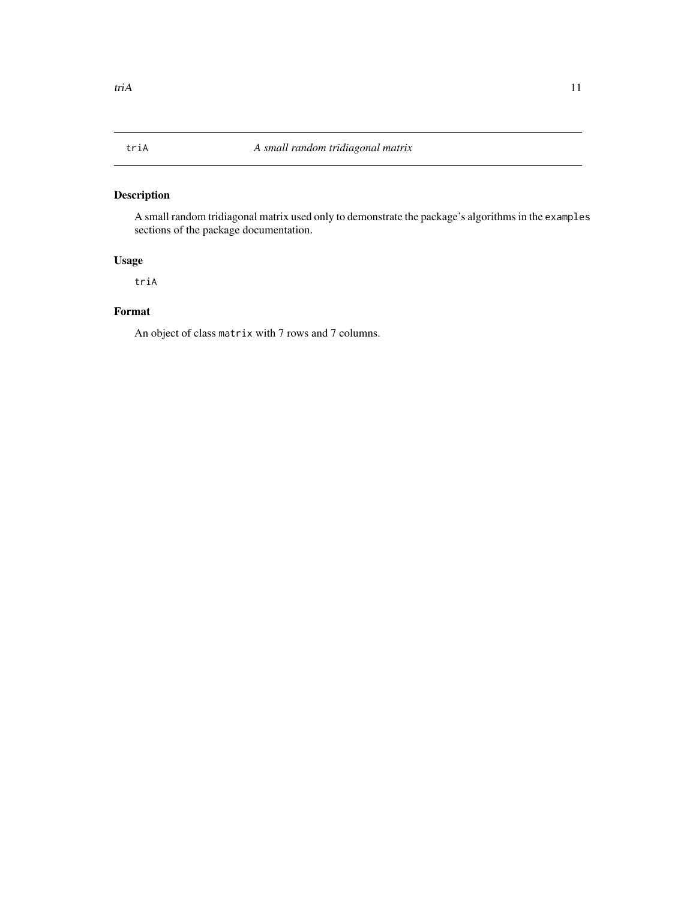## triA — *A small random tridiagonal matrix*

### Description

A small random tridiagonal matrix used only to demonstrate the package's algorithms in the `examples` sections of the package documentation.

### Usage

```
triA
```

### Format

An object of class `matrix` with 7 rows and 7 columns.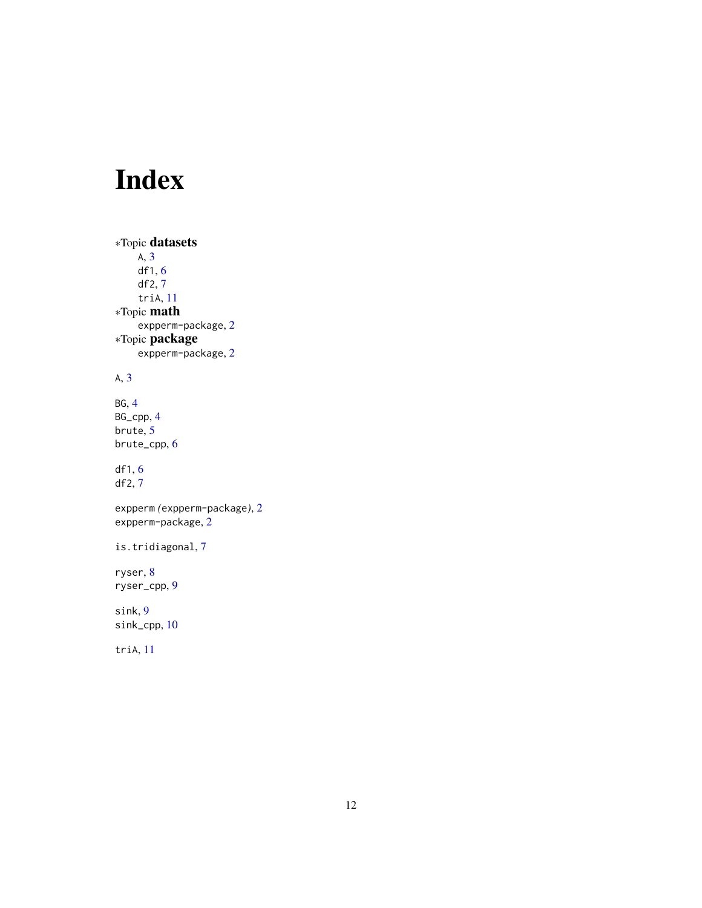# Index

*Topic **datasets**
- A, 3
- df1, 6
- df2, 7
- triA, 11

*Topic **math**
- expperm-package, 2

*Topic **package**
- expperm-package, 2

A, 3

BG, 4
BG_cpp, 4
brute, 5
brute_cpp, 6

df1, 6
df2, 7

expperm *(*expperm-package*)*, 2
expperm-package, 2

is.tridiagonal, 7

ryser, 8
ryser_cpp, 9

sink, 9
sink_cpp, 10

triA, 11